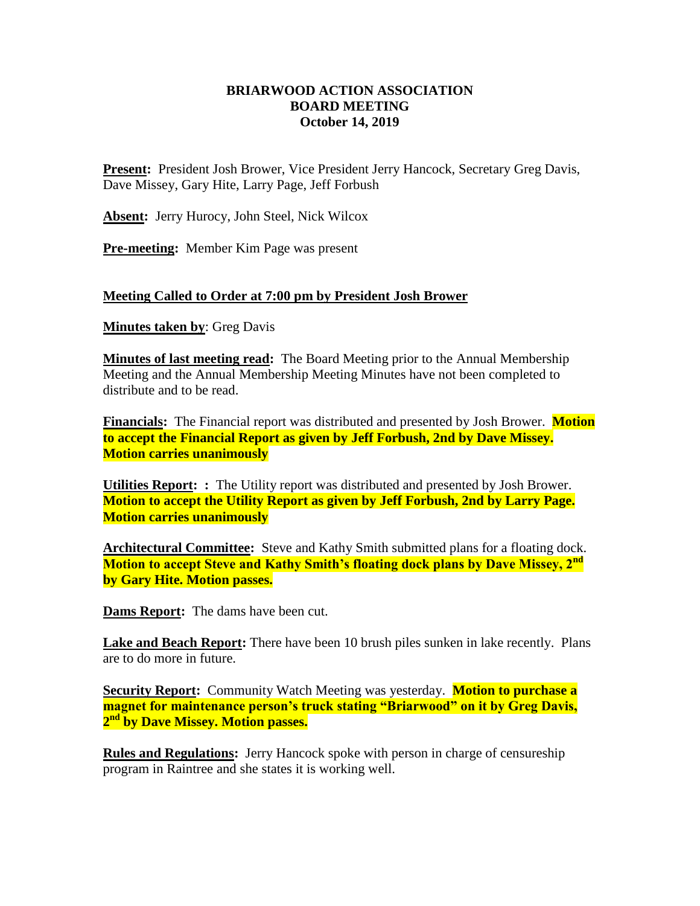# BRIARWOOD ACTION ASSOCIATION
## BOARD MEETING
### October 14, 2019

**Present:** President Josh Brower, Vice President Jerry Hancock, Secretary Greg Davis, Dave Missey, Gary Hite, Larry Page, Jeff Forbush

**Absent:** Jerry Hurocy, John Steel, Nick Wilcox

**Pre-meeting:** Member Kim Page was present

**Meeting Called to Order at 7:00 pm by President Josh Brower**

**Minutes taken by**: Greg Davis

**Minutes of last meeting read:** The Board Meeting prior to the Annual Membership Meeting and the Annual Membership Meeting Minutes have not been completed to distribute and to be read.

**Financials:** The Financial report was distributed and presented by Josh Brower. **Motion to accept the Financial Report as given by Jeff Forbush, 2nd by Dave Missey. Motion carries unanimously**

**Utilities Report: :** The Utility report was distributed and presented by Josh Brower. **Motion to accept the Utility Report as given by Jeff Forbush, 2nd by Larry Page. Motion carries unanimously**

**Architectural Committee:** Steve and Kathy Smith submitted plans for a floating dock. **Motion to accept Steve and Kathy Smith's floating dock plans by Dave Missey, 2nd by Gary Hite. Motion passes.**

**Dams Report:** The dams have been cut.

**Lake and Beach Report:** There have been 10 brush piles sunken in lake recently. Plans are to do more in future.

**Security Report:** Community Watch Meeting was yesterday. **Motion to purchase a magnet for maintenance person's truck stating "Briarwood" on it by Greg Davis, 2nd by Dave Missey. Motion passes.**

**Rules and Regulations:** Jerry Hancock spoke with person in charge of censureship program in Raintree and she states it is working well.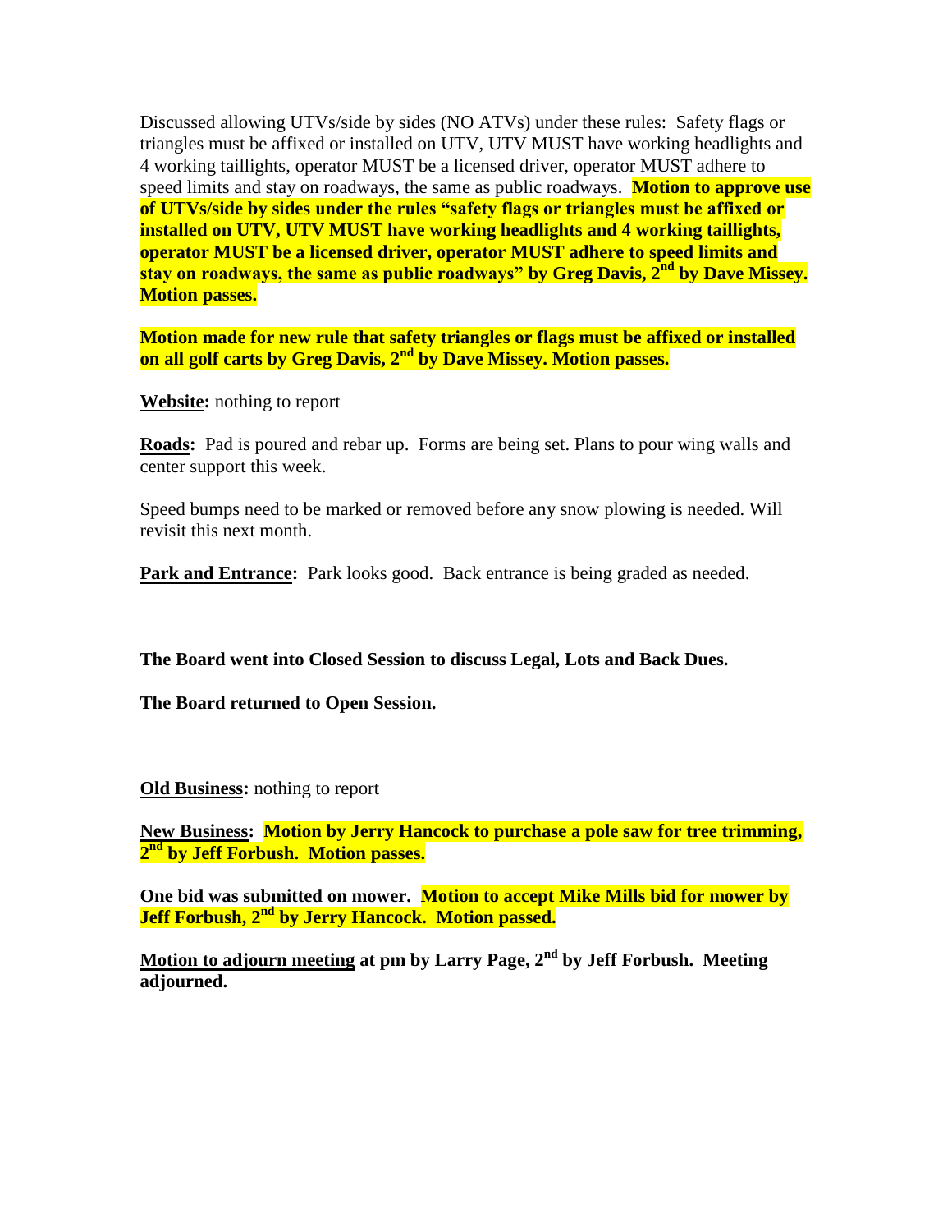Discussed allowing UTVs/side by sides (NO ATVs) under these rules: Safety flags or triangles must be affixed or installed on UTV, UTV MUST have working headlights and 4 working taillights, operator MUST be a licensed driver, operator MUST adhere to speed limits and stay on roadways, the same as public roadways. **Motion to approve use of UTVs/side by sides under the rules "safety flags or triangles must be affixed or installed on UTV, UTV MUST have working headlights and 4 working taillights, operator MUST be a licensed driver, operator MUST adhere to speed limits and stay on roadways, the same as public roadways" by Greg Davis, 2nd by Dave Missey. Motion passes.**

**Motion made for new rule that safety triangles or flags must be affixed or installed on all golf carts by Greg Davis, 2nd by Dave Missey. Motion passes.**

**Website:** nothing to report

**Roads:** Pad is poured and rebar up. Forms are being set. Plans to pour wing walls and center support this week.

Speed bumps need to be marked or removed before any snow plowing is needed. Will revisit this next month.

**Park and Entrance:** Park looks good. Back entrance is being graded as needed.

**The Board went into Closed Session to discuss Legal, Lots and Back Dues.**

**The Board returned to Open Session.**

**Old Business:** nothing to report

**New Business:** **Motion by Jerry Hancock to purchase a pole saw for tree trimming, 2nd by Jeff Forbush. Motion passes.**

**One bid was submitted on mower. Motion to accept Mike Mills bid for mower by Jeff Forbush, 2nd by Jerry Hancock. Motion passed.**

**Motion to adjourn meeting at pm by Larry Page, 2nd by Jeff Forbush. Meeting adjourned.**